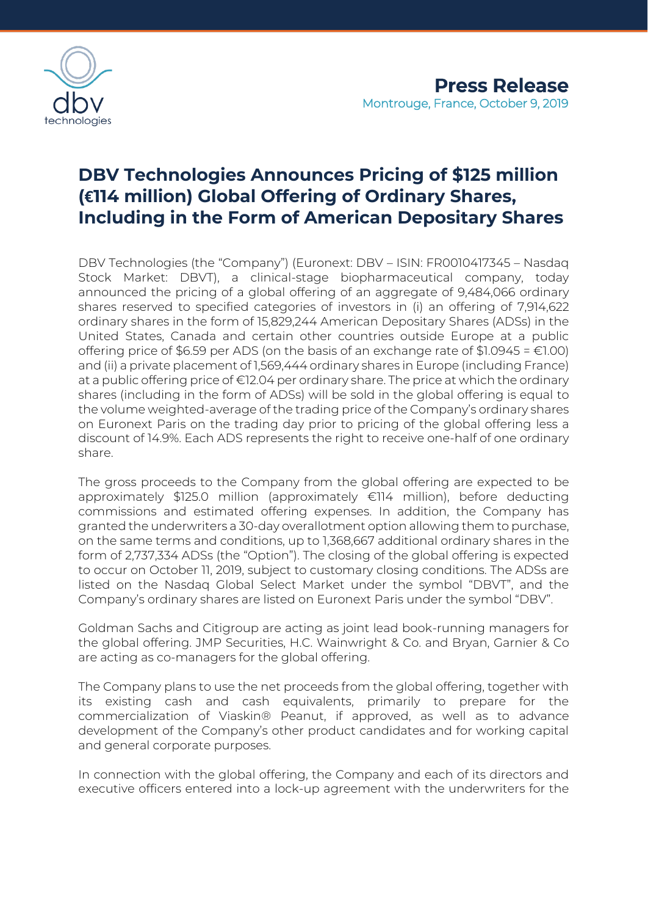**Press Release**
Montrouge, France, October 9, 2019

# DBV Technologies Announces Pricing of $125 million (€114 million) Global Offering of Ordinary Shares, Including in the Form of American Depositary Shares

DBV Technologies (the "Company") (Euronext: DBV – ISIN: FR0010417345 – Nasdaq Stock Market: DBVT), a clinical-stage biopharmaceutical company, today announced the pricing of a global offering of an aggregate of 9,484,066 ordinary shares reserved to specified categories of investors in (i) an offering of 7,914,622 ordinary shares in the form of 15,829,244 American Depositary Shares (ADSs) in the United States, Canada and certain other countries outside Europe at a public offering price of $6.59 per ADS (on the basis of an exchange rate of $1.0945 = €1.00) and (ii) a private placement of 1,569,444 ordinary shares in Europe (including France) at a public offering price of €12.04 per ordinary share. The price at which the ordinary shares (including in the form of ADSs) will be sold in the global offering is equal to the volume weighted-average of the trading price of the Company's ordinary shares on Euronext Paris on the trading day prior to pricing of the global offering less a discount of 14.9%. Each ADS represents the right to receive one-half of one ordinary share.

The gross proceeds to the Company from the global offering are expected to be approximately $125.0 million (approximately €114 million), before deducting commissions and estimated offering expenses. In addition, the Company has granted the underwriters a 30-day overallotment option allowing them to purchase, on the same terms and conditions, up to 1,368,667 additional ordinary shares in the form of 2,737,334 ADSs (the "Option"). The closing of the global offering is expected to occur on October 11, 2019, subject to customary closing conditions. The ADSs are listed on the Nasdaq Global Select Market under the symbol "DBVT", and the Company's ordinary shares are listed on Euronext Paris under the symbol "DBV".

Goldman Sachs and Citigroup are acting as joint lead book-running managers for the global offering. JMP Securities, H.C. Wainwright & Co. and Bryan, Garnier & Co are acting as co-managers for the global offering.

The Company plans to use the net proceeds from the global offering, together with its existing cash and cash equivalents, primarily to prepare for the commercialization of Viaskin® Peanut, if approved, as well as to advance development of the Company's other product candidates and for working capital and general corporate purposes.

In connection with the global offering, the Company and each of its directors and executive officers entered into a lock-up agreement with the underwriters for the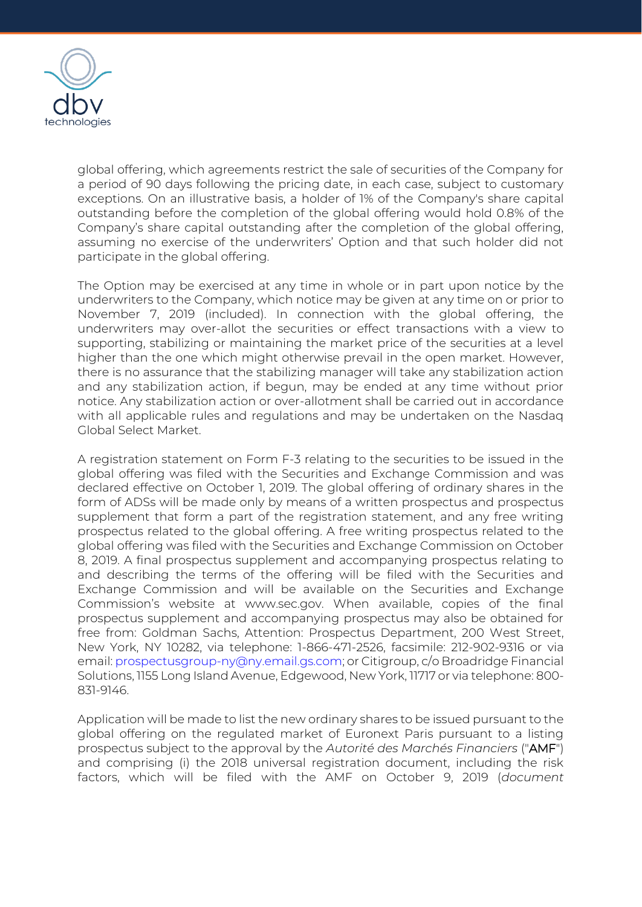global offering, which agreements restrict the sale of securities of the Company for a period of 90 days following the pricing date, in each case, subject to customary exceptions. On an illustrative basis, a holder of 1% of the Company's share capital outstanding before the completion of the global offering would hold 0.8% of the Company's share capital outstanding after the completion of the global offering, assuming no exercise of the underwriters' Option and that such holder did not participate in the global offering.

The Option may be exercised at any time in whole or in part upon notice by the underwriters to the Company, which notice may be given at any time on or prior to November 7, 2019 (included). In connection with the global offering, the underwriters may over-allot the securities or effect transactions with a view to supporting, stabilizing or maintaining the market price of the securities at a level higher than the one which might otherwise prevail in the open market. However, there is no assurance that the stabilizing manager will take any stabilization action and any stabilization action, if begun, may be ended at any time without prior notice. Any stabilization action or over-allotment shall be carried out in accordance with all applicable rules and regulations and may be undertaken on the Nasdaq Global Select Market.

A registration statement on Form F-3 relating to the securities to be issued in the global offering was filed with the Securities and Exchange Commission and was declared effective on October 1, 2019. The global offering of ordinary shares in the form of ADSs will be made only by means of a written prospectus and prospectus supplement that form a part of the registration statement, and any free writing prospectus related to the global offering. A free writing prospectus related to the global offering was filed with the Securities and Exchange Commission on October 8, 2019. A final prospectus supplement and accompanying prospectus relating to and describing the terms of the offering will be filed with the Securities and Exchange Commission and will be available on the Securities and Exchange Commission's website at www.sec.gov. When available, copies of the final prospectus supplement and accompanying prospectus may also be obtained for free from: Goldman Sachs, Attention: Prospectus Department, 200 West Street, New York, NY 10282, via telephone: 1-866-471-2526, facsimile: 212-902-9316 or via email: prospectusgroup-ny@ny.email.gs.com; or Citigroup, c/o Broadridge Financial Solutions, 1155 Long Island Avenue, Edgewood, New York, 11717 or via telephone: 800-831-9146.

Application will be made to list the new ordinary shares to be issued pursuant to the global offering on the regulated market of Euronext Paris pursuant to a listing prospectus subject to the approval by the *Autorité des Marchés Financiers* ("**AMF**") and comprising (i) the 2018 universal registration document, including the risk factors, which will be filed with the AMF on October 9, 2019 (*document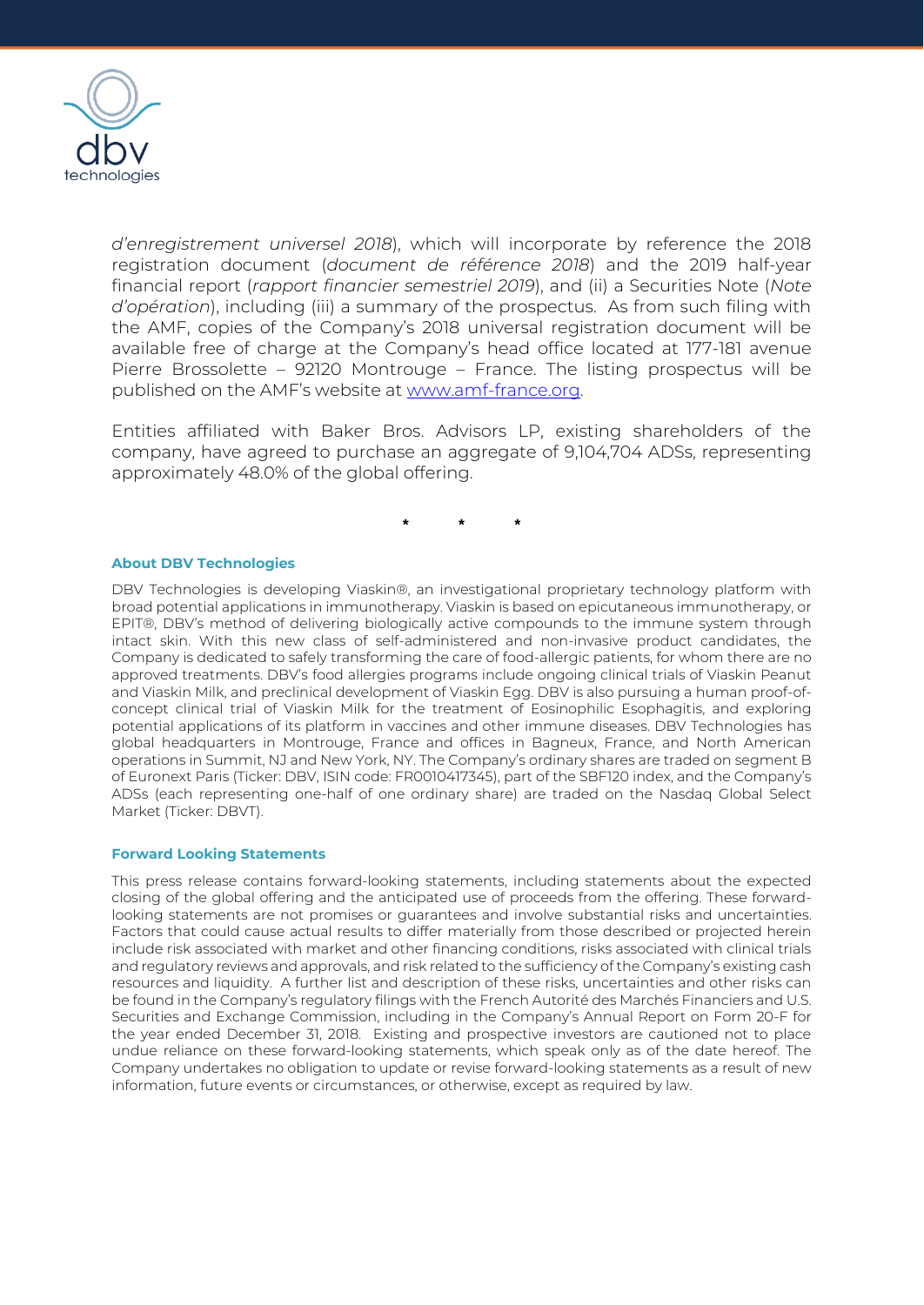*d'enregistrement universel 2018*), which will incorporate by reference the 2018 registration document (*document de référence 2018*) and the 2019 half-year financial report (*rapport financier semestriel 2019*), and (ii) a Securities Note (*Note d'opération*), including (iii) a summary of the prospectus. As from such filing with the AMF, copies of the Company's 2018 universal registration document will be available free of charge at the Company's head office located at 177-181 avenue Pierre Brossolette – 92120 Montrouge – France. The listing prospectus will be published on the AMF's website at www.amf-france.org.

Entities affiliated with Baker Bros. Advisors LP, existing shareholders of the company, have agreed to purchase an aggregate of 9,104,704 ADSs, representing approximately 48.0% of the global offering.

\* \* \*

### About DBV Technologies

DBV Technologies is developing Viaskin®, an investigational proprietary technology platform with broad potential applications in immunotherapy. Viaskin is based on epicutaneous immunotherapy, or EPIT®, DBV's method of delivering biologically active compounds to the immune system through intact skin. With this new class of self-administered and non-invasive product candidates, the Company is dedicated to safely transforming the care of food-allergic patients, for whom there are no approved treatments. DBV's food allergies programs include ongoing clinical trials of Viaskin Peanut and Viaskin Milk, and preclinical development of Viaskin Egg. DBV is also pursuing a human proof-of-concept clinical trial of Viaskin Milk for the treatment of Eosinophilic Esophagitis, and exploring potential applications of its platform in vaccines and other immune diseases. DBV Technologies has global headquarters in Montrouge, France and offices in Bagneux, France, and North American operations in Summit, NJ and New York, NY. The Company's ordinary shares are traded on segment B of Euronext Paris (Ticker: DBV, ISIN code: FR0010417345), part of the SBF120 index, and the Company's ADSs (each representing one-half of one ordinary share) are traded on the Nasdaq Global Select Market (Ticker: DBVT).

### Forward Looking Statements

This press release contains forward-looking statements, including statements about the expected closing of the global offering and the anticipated use of proceeds from the offering. These forward-looking statements are not promises or guarantees and involve substantial risks and uncertainties. Factors that could cause actual results to differ materially from those described or projected herein include risk associated with market and other financing conditions, risks associated with clinical trials and regulatory reviews and approvals, and risk related to the sufficiency of the Company's existing cash resources and liquidity. A further list and description of these risks, uncertainties and other risks can be found in the Company's regulatory filings with the French Autorité des Marchés Financiers and U.S. Securities and Exchange Commission, including in the Company's Annual Report on Form 20-F for the year ended December 31, 2018. Existing and prospective investors are cautioned not to place undue reliance on these forward-looking statements, which speak only as of the date hereof. The Company undertakes no obligation to update or revise forward-looking statements as a result of new information, future events or circumstances, or otherwise, except as required by law.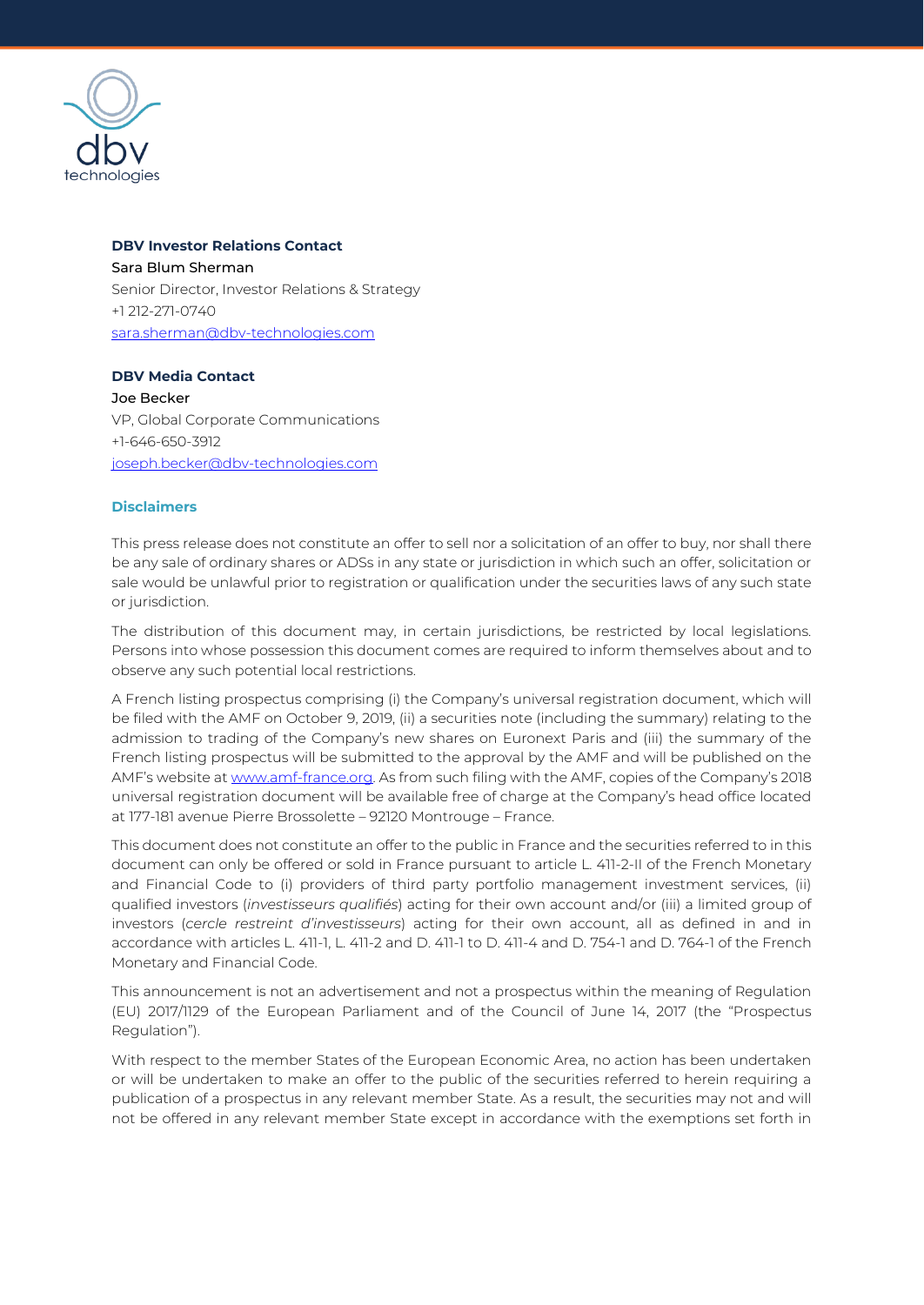**DBV Investor Relations Contact**
Sara Blum Sherman
Senior Director, Investor Relations & Strategy
+1 212-271-0740
[sara.sherman@dbv-technologies.com](mailto:sara.sherman@dbv-technologies.com)

**DBV Media Contact**
Joe Becker
VP, Global Corporate Communications
+1-646-650-3912
[joseph.becker@dbv-technologies.com](mailto:joseph.becker@dbv-technologies.com)

## Disclaimers

This press release does not constitute an offer to sell nor a solicitation of an offer to buy, nor shall there be any sale of ordinary shares or ADSs in any state or jurisdiction in which such an offer, solicitation or sale would be unlawful prior to registration or qualification under the securities laws of any such state or jurisdiction.

The distribution of this document may, in certain jurisdictions, be restricted by local legislations. Persons into whose possession this document comes are required to inform themselves about and to observe any such potential local restrictions.

A French listing prospectus comprising (i) the Company's universal registration document, which will be filed with the AMF on October 9, 2019, (ii) a securities note (including the summary) relating to the admission to trading of the Company's new shares on Euronext Paris and (iii) the summary of the French listing prospectus will be submitted to the approval by the AMF and will be published on the AMF's website at [www.amf-france.org](http://www.amf-france.org). As from such filing with the AMF, copies of the Company's 2018 universal registration document will be available free of charge at the Company's head office located at 177-181 avenue Pierre Brossolette – 92120 Montrouge – France.

This document does not constitute an offer to the public in France and the securities referred to in this document can only be offered or sold in France pursuant to article L. 411-2-II of the French Monetary and Financial Code to (i) providers of third party portfolio management investment services, (ii) qualified investors (*investisseurs qualifiés*) acting for their own account and/or (iii) a limited group of investors (*cercle restreint d'investisseurs*) acting for their own account, all as defined in and in accordance with articles L. 411-1, L. 411-2 and D. 411-1 to D. 411-4 and D. 754-1 and D. 764-1 of the French Monetary and Financial Code.

This announcement is not an advertisement and not a prospectus within the meaning of Regulation (EU) 2017/1129 of the European Parliament and of the Council of June 14, 2017 (the "Prospectus Regulation").

With respect to the member States of the European Economic Area, no action has been undertaken or will be undertaken to make an offer to the public of the securities referred to herein requiring a publication of a prospectus in any relevant member State. As a result, the securities may not and will not be offered in any relevant member State except in accordance with the exemptions set forth in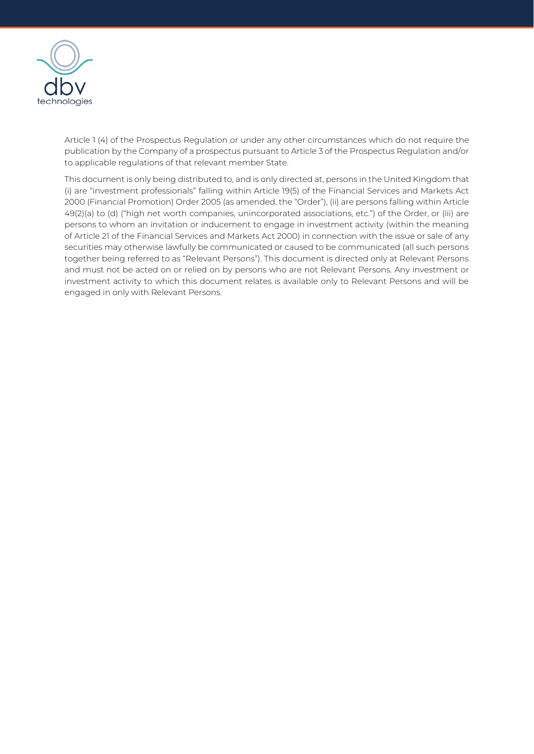Article 1 (4) of the Prospectus Regulation or under any other circumstances which do not require the publication by the Company of a prospectus pursuant to Article 3 of the Prospectus Regulation and/or to applicable regulations of that relevant member State.

This document is only being distributed to, and is only directed at, persons in the United Kingdom that (i) are "investment professionals" falling within Article 19(5) of the Financial Services and Markets Act 2000 (Financial Promotion) Order 2005 (as amended, the "Order"), (ii) are persons falling within Article 49(2)(a) to (d) ("high net worth companies, unincorporated associations, etc.") of the Order, or (iii) are persons to whom an invitation or inducement to engage in investment activity (within the meaning of Article 21 of the Financial Services and Markets Act 2000) in connection with the issue or sale of any securities may otherwise lawfully be communicated or caused to be communicated (all such persons together being referred to as "Relevant Persons"). This document is directed only at Relevant Persons and must not be acted on or relied on by persons who are not Relevant Persons. Any investment or investment activity to which this document relates is available only to Relevant Persons and will be engaged in only with Relevant Persons.